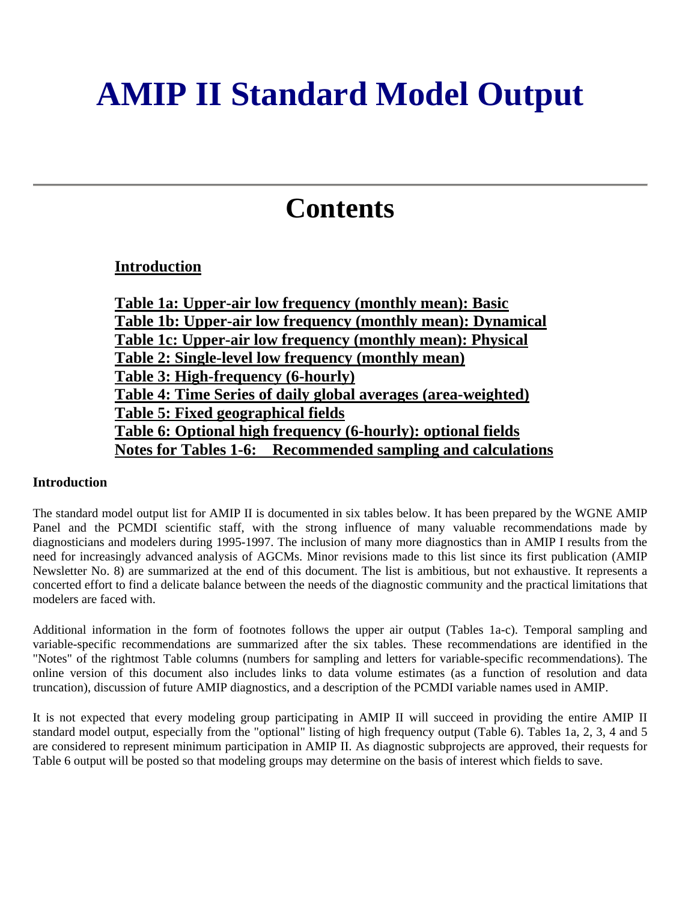# AMIP II Standard Model Output

---

## Contents

**Introduction**

**Table 1a: Upper-air low frequency (monthly mean): Basic**
**Table 1b: Upper-air low frequency (monthly mean): Dynamical**
**Table 1c: Upper-air low frequency (monthly mean): Physical**
**Table 2: Single-level low frequency (monthly mean)**
**Table 3: High-frequency (6-hourly)**
**Table 4: Time Series of daily global averages (area-weighted)**
**Table 5: Fixed geographical fields**
**Table 6: Optional high frequency (6-hourly): optional fields**
**Notes for Tables 1-6: Recommended sampling and calculations**

**Introduction**

The standard model output list for AMIP II is documented in six tables below. It has been prepared by the WGNE AMIP Panel and the PCMDI scientific staff, with the strong influence of many valuable recommendations made by diagnosticians and modelers during 1995-1997. The inclusion of many more diagnostics than in AMIP I results from the need for increasingly advanced analysis of AGCMs. Minor revisions made to this list since its first publication (AMIP Newsletter No. 8) are summarized at the end of this document. The list is ambitious, but not exhaustive. It represents a concerted effort to find a delicate balance between the needs of the diagnostic community and the practical limitations that modelers are faced with.

Additional information in the form of footnotes follows the upper air output (Tables 1a-c). Temporal sampling and variable-specific recommendations are summarized after the six tables. These recommendations are identified in the "Notes" of the rightmost Table columns (numbers for sampling and letters for variable-specific recommendations). The online version of this document also includes links to data volume estimates (as a function of resolution and data truncation), discussion of future AMIP diagnostics, and a description of the PCMDI variable names used in AMIP.

It is not expected that every modeling group participating in AMIP II will succeed in providing the entire AMIP II standard model output, especially from the "optional" listing of high frequency output (Table 6). Tables 1a, 2, 3, 4 and 5 are considered to represent minimum participation in AMIP II. As diagnostic subprojects are approved, their requests for Table 6 output will be posted so that modeling groups may determine on the basis of interest which fields to save.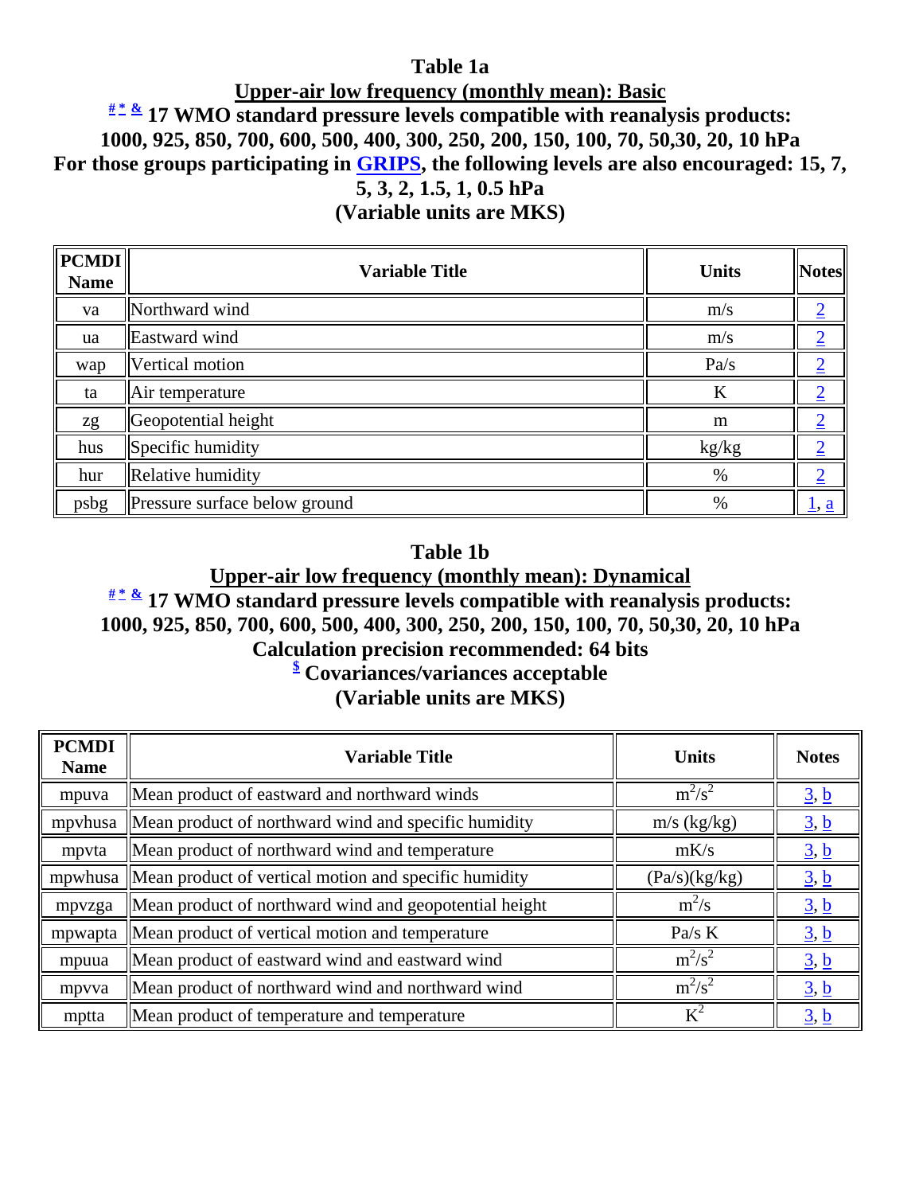## Table 1a

### Upper-air low frequency (monthly mean): Basic

**# * & 17 WMO standard pressure levels compatible with reanalysis products: 1000, 925, 850, 700, 600, 500, 400, 300, 250, 200, 150, 100, 70, 50,30, 20, 10 hPa**

**For those groups participating in GRIPS, the following levels are also encouraged: 15, 7, 5, 3, 2, 1.5, 1, 0.5 hPa**

**(Variable units are MKS)**

| PCMDI Name | Variable Title | Units | Notes |
|---|---|---|---|
| va | Northward wind | m/s | 2 |
| ua | Eastward wind | m/s | 2 |
| wap | Vertical motion | Pa/s | 2 |
| ta | Air temperature | K | 2 |
| zg | Geopotential height | m | 2 |
| hus | Specific humidity | kg/kg | 2 |
| hur | Relative humidity | % | 2 |
| psbg | Pressure surface below ground | % | 1, a |

## Table 1b

### Upper-air low frequency (monthly mean): Dynamical

**# * & 17 WMO standard pressure levels compatible with reanalysis products: 1000, 925, 850, 700, 600, 500, 400, 300, 250, 200, 150, 100, 70, 50,30, 20, 10 hPa**

**Calculation precision recommended: 64 bits**

**$ Covariances/variances acceptable**

**(Variable units are MKS)**

| PCMDI Name | Variable Title | Units | Notes |
|---|---|---|---|
| mpuva | Mean product of eastward and northward winds | $m^2/s^2$ | 3, b |
| mpvhusa | Mean product of northward wind and specific humidity | m/s (kg/kg) | 3, b |
| mpvta | Mean product of northward wind and temperature | mK/s | 3, b |
| mpwhusa | Mean product of vertical motion and specific humidity | (Pa/s)(kg/kg) | 3, b |
| mpvzga | Mean product of northward wind and geopotential height | $m^2/s$ | 3, b |
| mpwapta | Mean product of vertical motion and temperature | Pa/s K | 3, b |
| mpuua | Mean product of eastward wind and eastward wind | $m^2/s^2$ | 3, b |
| mpvva | Mean product of northward wind and northward wind | $m^2/s^2$ | 3, b |
| mptta | Mean product of temperature and temperature | $K^2$ | 3, b |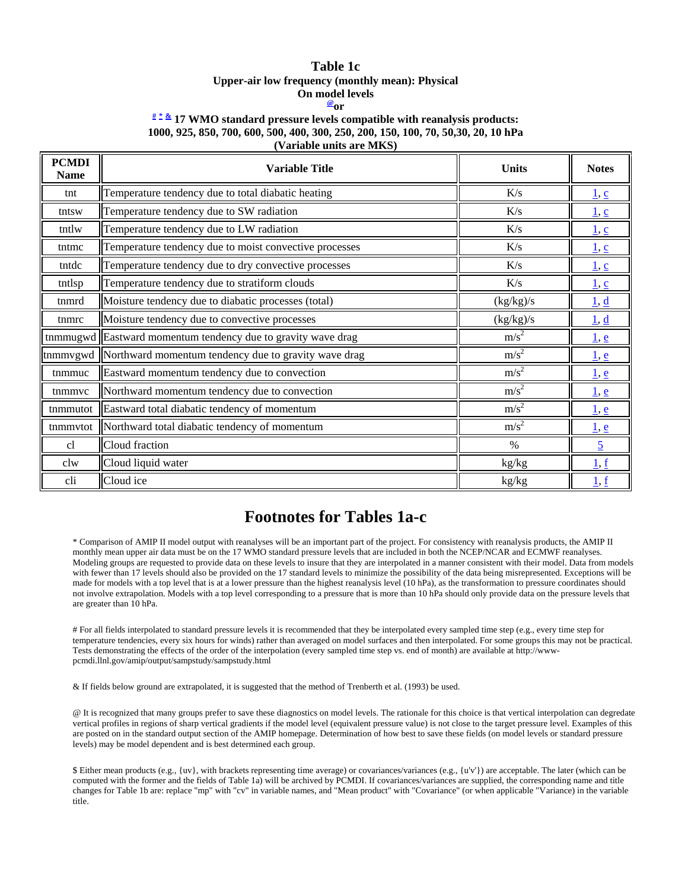# Table 1c

**Upper-air low frequency (monthly mean): Physical**

**On model levels**

**@or**

**# * & 17 WMO standard pressure levels compatible with reanalysis products: 1000, 925, 850, 700, 600, 500, 400, 300, 250, 200, 150, 100, 70, 50,30, 20, 10 hPa**

**(Variable units are MKS)**

| PCMDI Name | Variable Title | Units | Notes |
|---|---|---|---|
| tnt | Temperature tendency due to total diabatic heating | K/s | 1, c |
| tntsw | Temperature tendency due to SW radiation | K/s | 1, c |
| tntlw | Temperature tendency due to LW radiation | K/s | 1, c |
| tntmc | Temperature tendency due to moist convective processes | K/s | 1, c |
| tntdc | Temperature tendency due to dry convective processes | K/s | 1, c |
| tntlsp | Temperature tendency due to stratiform clouds | K/s | 1, c |
| tnmrd | Moisture tendency due to diabatic processes (total) | (kg/kg)/s | 1, d |
| tnmrc | Moisture tendency due to convective processes | (kg/kg)/s | 1, d |
| tnmmugwd | Eastward momentum tendency due to gravity wave drag | $m/s^2$ | 1, e |
| tnmmvgwd | Northward momentum tendency due to gravity wave drag | $m/s^2$ | 1, e |
| tnmmuc | Eastward momentum tendency due to convection | $m/s^2$ | 1, e |
| tnmmvc | Northward momentum tendency due to convection | $m/s^2$ | 1, e |
| tnmmutot | Eastward total diabatic tendency of momentum | $m/s^2$ | 1, e |
| tnmmvtot | Northward total diabatic tendency of momentum | $m/s^2$ | 1, e |
| cl | Cloud fraction | % | 5 |
| clw | Cloud liquid water | kg/kg | 1, f |
| cli | Cloud ice | kg/kg | 1, f |

# Footnotes for Tables 1a-c

* Comparison of AMIP II model output with reanalyses will be an important part of the project. For consistency with reanalysis products, the AMIP II monthly mean upper air data must be on the 17 WMO standard pressure levels that are included in both the NCEP/NCAR and ECMWF reanalyses. Modeling groups are requested to provide data on these levels to insure that they are interpolated in a manner consistent with their model. Data from models with fewer than 17 levels should also be provided on the 17 standard levels to minimize the possibility of the data being misrepresented. Exceptions will be made for models with a top level that is at a lower pressure than the highest reanalysis level (10 hPa), as the transformation to pressure coordinates should not involve extrapolation. Models with a top level corresponding to a pressure that is more than 10 hPa should only provide data on the pressure levels that are greater than 10 hPa.

# For all fields interpolated to standard pressure levels it is recommended that they be interpolated every sampled time step (e.g., every time step for temperature tendencies, every six hours for winds) rather than averaged on model surfaces and then interpolated. For some groups this may not be practical. Tests demonstrating the effects of the order of the interpolation (every sampled time step vs. end of month) are available at http://www-pcmdi.llnl.gov/amip/output/sampstudy/sampstudy.html

& If fields below ground are extrapolated, it is suggested that the method of Trenberth et al. (1993) be used.

@ It is recognized that many groups prefer to save these diagnostics on model levels. The rationale for this choice is that vertical interpolation can degredate vertical profiles in regions of sharp vertical gradients if the model level (equivalent pressure value) is not close to the target pressure level. Examples of this are posted on in the standard output section of the AMIP homepage. Determination of how best to save these fields (on model levels or standard pressure levels) may be model dependent and is best determined each group.

$ Either mean products (e.g., {uv}, with brackets representing time average) or covariances/variances (e.g., {u'v'}) are acceptable. The later (which can be computed with the former and the fields of Table 1a) will be archived by PCMDI. If covariances/variances are supplied, the corresponding name and title changes for Table 1b are: replace "mp" with "cv" in variable names, and "Mean product" with "Covariance" (or when applicable "Variance) in the variable title.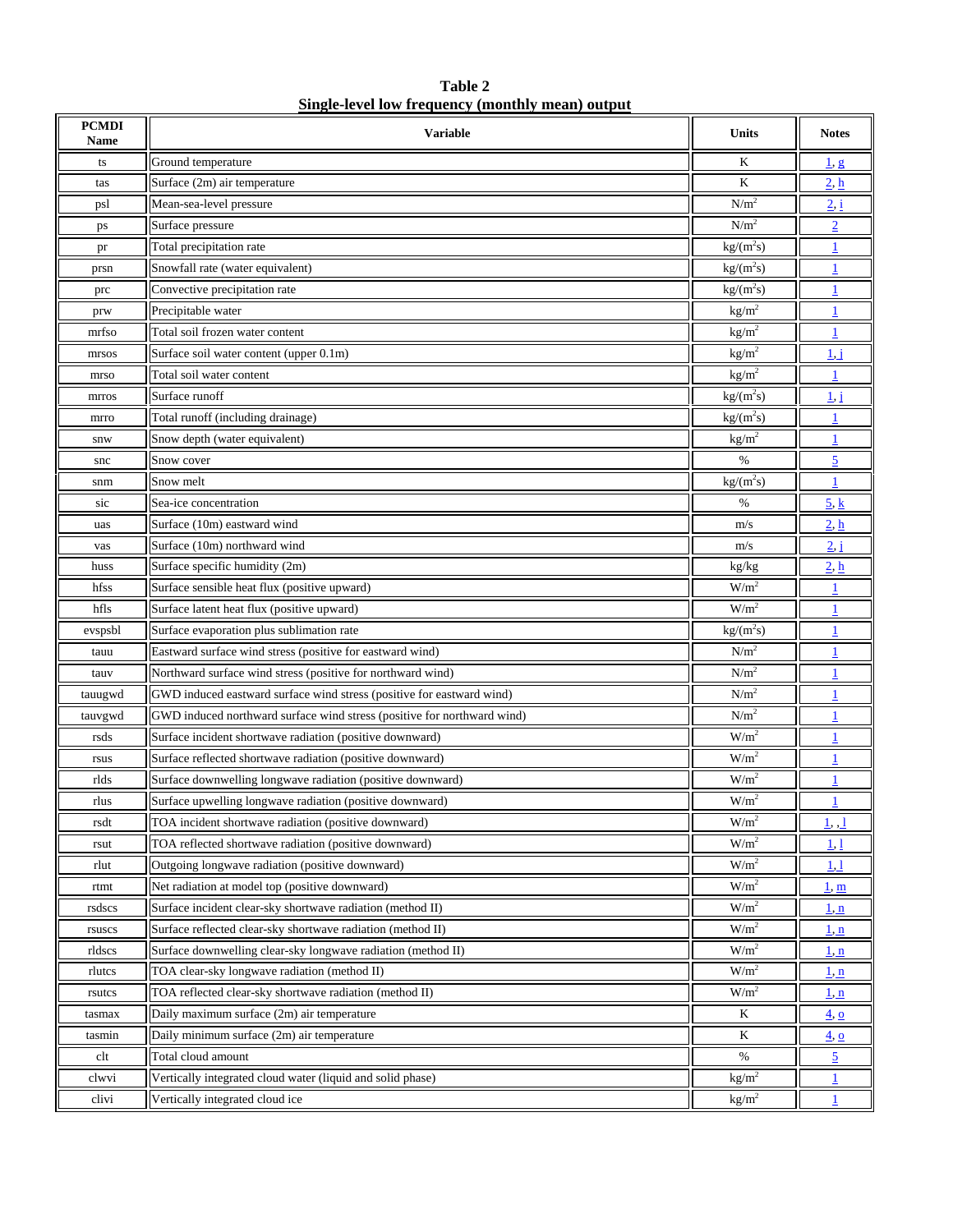**Table 2**
**Single-level low frequency (monthly mean) output**

| PCMDI Name | Variable | Units | Notes |
|---|---|---|---|
| ts | Ground temperature | K | 1, g |
| tas | Surface (2m) air temperature | K | 2, h |
| psl | Mean-sea-level pressure | $N/m^2$ | 2, i |
| ps | Surface pressure | $N/m^2$ | 2 |
| pr | Total precipitation rate | $kg/(m^2s)$ | 1 |
| prsn | Snowfall rate (water equivalent) | $kg/(m^2s)$ | 1 |
| prc | Convective precipitation rate | $kg/(m^2s)$ | 1 |
| prw | Precipitable water | $kg/m^2$ | 1 |
| mrfso | Total soil frozen water content | $kg/m^2$ | 1 |
| mrsos | Surface soil water content (upper 0.1m) | $kg/m^2$ | 1, j |
| mrso | Total soil water content | $kg/m^2$ | 1 |
| mrros | Surface runoff | $kg/(m^2s)$ | 1, j |
| mrro | Total runoff (including drainage) | $kg/(m^2s)$ | 1 |
| snw | Snow depth (water equivalent) | $kg/m^2$ | 1 |
| snc | Snow cover | % | 5 |
| snm | Snow melt | $kg/(m^2s)$ | 1 |
| sic | Sea-ice concentration | % | 5, k |
| uas | Surface (10m) eastward wind | m/s | 2, h |
| vas | Surface (10m) northward wind | m/s | 2, j |
| huss | Surface specific humidity (2m) | kg/kg | 2, h |
| hfss | Surface sensible heat flux (positive upward) | $W/m^2$ | 1 |
| hfls | Surface latent heat flux (positive upward) | $W/m^2$ | 1 |
| evspsbl | Surface evaporation plus sublimation rate | $kg/(m^2s)$ | 1 |
| tauu | Eastward surface wind stress (positive for eastward wind) | $N/m^2$ | 1 |
| tauv | Northward surface wind stress (positive for northward wind) | $N/m^2$ | 1 |
| tauugwd | GWD induced eastward surface wind stress (positive for eastward wind) | $N/m^2$ | 1 |
| tauvgwd | GWD induced northward surface wind stress (positive for northward wind) | $N/m^2$ | 1 |
| rsds | Surface incident shortwave radiation (positive downward) | $W/m^2$ | 1 |
| rsus | Surface reflected shortwave radiation (positive downward) | $W/m^2$ | 1 |
| rlds | Surface downwelling longwave radiation (positive downward) | $W/m^2$ | 1 |
| rlus | Surface upwelling longwave radiation (positive downward) | $W/m^2$ | 1 |
| rsdt | TOA incident shortwave radiation (positive downward) | $W/m^2$ | 1, , l |
| rsut | TOA reflected shortwave radiation (positive downward) | $W/m^2$ | 1, l |
| rlut | Outgoing longwave radiation (positive downward) | $W/m^2$ | 1, l |
| rtmt | Net radiation at model top (positive downward) | $W/m^2$ | 1, m |
| rsdscs | Surface incident clear-sky shortwave radiation (method II) | $W/m^2$ | 1, n |
| rsuscs | Surface reflected clear-sky shortwave radiation (method II) | $W/m^2$ | 1, n |
| rldscs | Surface downwelling clear-sky longwave radiation (method II) | $W/m^2$ | 1, n |
| rlutcs | TOA clear-sky longwave radiation (method II) | $W/m^2$ | 1, n |
| rsutcs | TOA reflected clear-sky shortwave radiation (method II) | $W/m^2$ | 1, n |
| tasmax | Daily maximum surface (2m) air temperature | K | 4, o |
| tasmin | Daily minimum surface (2m) air temperature | K | 4, o |
| clt | Total cloud amount | % | 5 |
| clwvi | Vertically integrated cloud water (liquid and solid phase) | $kg/m^2$ | 1 |
| clivi | Vertically integrated cloud ice | $kg/m^2$ | 1 |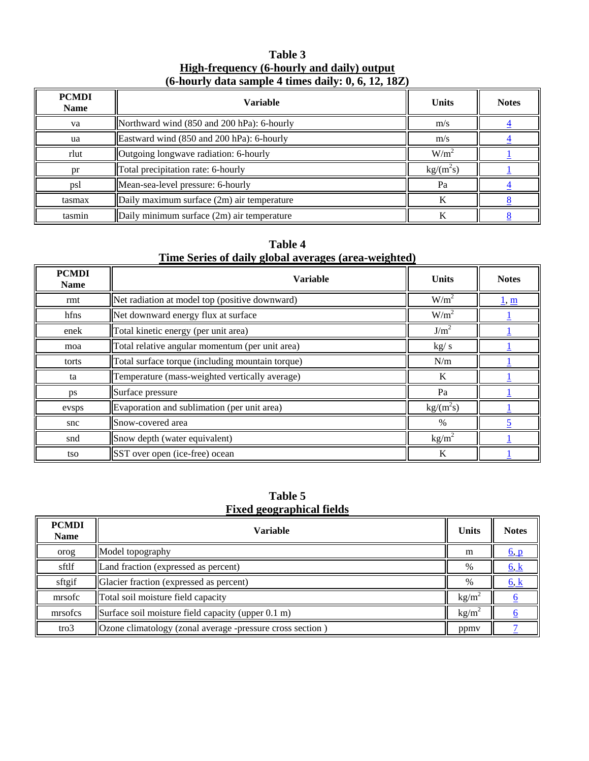**Table 3**
**High-frequency (6-hourly and daily) output**
**(6-hourly data sample 4 times daily: 0, 6, 12, 18Z)**

| PCMDI Name | Variable | Units | Notes |
|---|---|---|---|
| va | Northward wind (850 and 200 hPa): 6-hourly | m/s | 4 |
| ua | Eastward wind (850 and 200 hPa): 6-hourly | m/s | 4 |
| rlut | Outgoing longwave radiation: 6-hourly | $W/m^2$ | 1 |
| pr | Total precipitation rate: 6-hourly | $kg/(m^2s)$ | 1 |
| psl | Mean-sea-level pressure: 6-hourly | Pa | 4 |
| tasmax | Daily maximum surface (2m) air temperature | K | 8 |
| tasmin | Daily minimum surface (2m) air temperature | K | 8 |

**Table 4**
**Time Series of daily global averages (area-weighted)**

| PCMDI Name | Variable | Units | Notes |
|---|---|---|---|
| rmt | Net radiation at model top (positive downward) | $W/m^2$ | 1, m |
| hfns | Net downward energy flux at surface | $W/m^2$ | 1 |
| enek | Total kinetic energy (per unit area) | $J/m^2$ | 1 |
| moa | Total relative angular momentum (per unit area) | kg/ s | 1 |
| torts | Total surface torque (including mountain torque) | N/m | 1 |
| ta | Temperature (mass-weighted vertically average) | K | 1 |
| ps | Surface pressure | Pa | 1 |
| evsps | Evaporation and sublimation (per unit area) | $kg/(m^2s)$ | 1 |
| snc | Snow-covered area | % | 5 |
| snd | Snow depth (water equivalent) | $kg/m^2$ | 1 |
| tso | SST over open (ice-free) ocean | K | 1 |

**Table 5**
**Fixed geographical fields**

| PCMDI Name | Variable | Units | Notes |
|---|---|---|---|
| orog | Model topography | m | 6, p |
| sftlf | Land fraction (expressed as percent) | % | 6, k |
| sftgif | Glacier fraction (expressed as percent) | % | 6, k |
| mrsofc | Total soil moisture field capacity | $kg/m^2$ | 6 |
| mrsofcs | Surface soil moisture field capacity (upper 0.1 m) | $kg/m^2$ | 6 |
| tro3 | Ozone climatology (zonal average -pressure cross section ) | ppmv | 7 |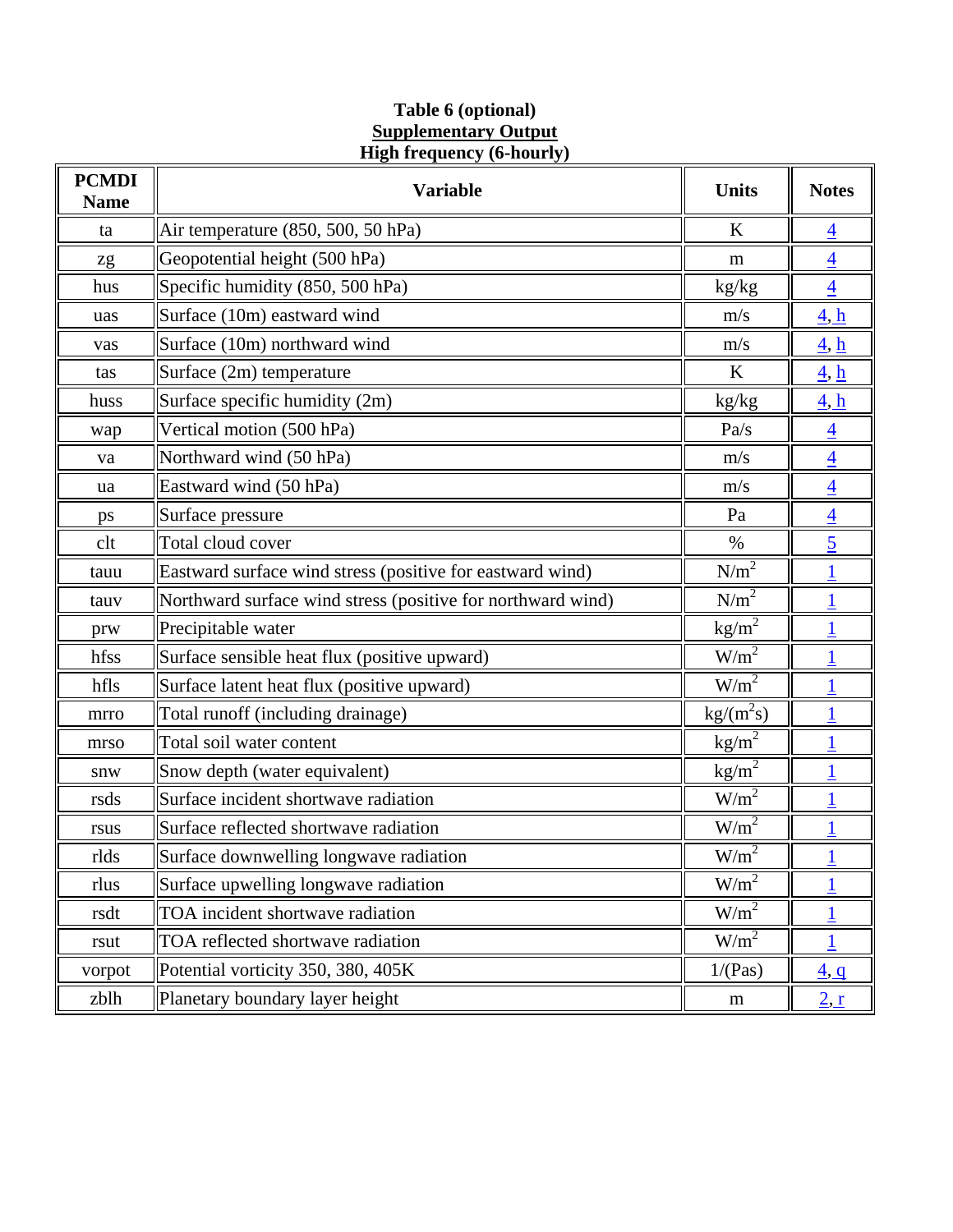**Table 6 (optional)**
**Supplementary Output**
**High frequency (6-hourly)**

| PCMDI Name | Variable | Units | Notes |
|---|---|---|---|
| ta | Air temperature (850, 500, 50 hPa) | K | 4 |
| zg | Geopotential height (500 hPa) | m | 4 |
| hus | Specific humidity (850, 500 hPa) | kg/kg | 4 |
| uas | Surface (10m) eastward wind | m/s | 4, h |
| vas | Surface (10m) northward wind | m/s | 4, h |
| tas | Surface (2m) temperature | K | 4, h |
| huss | Surface specific humidity (2m) | kg/kg | 4, h |
| wap | Vertical motion (500 hPa) | Pa/s | 4 |
| va | Northward wind (50 hPa) | m/s | 4 |
| ua | Eastward wind (50 hPa) | m/s | 4 |
| ps | Surface pressure | Pa | 4 |
| clt | Total cloud cover | % | 5 |
| tauu | Eastward surface wind stress (positive for eastward wind) | $N/m^2$ | 1 |
| tauv | Northward surface wind stress (positive for northward wind) | $N/m^2$ | 1 |
| prw | Precipitable water | $kg/m^2$ | 1 |
| hfss | Surface sensible heat flux (positive upward) | $W/m^2$ | 1 |
| hfls | Surface latent heat flux (positive upward) | $W/m^2$ | 1 |
| mrro | Total runoff (including drainage) | $kg/(m^2s)$ | 1 |
| mrso | Total soil water content | $kg/m^2$ | 1 |
| snw | Snow depth (water equivalent) | $kg/m^2$ | 1 |
| rsds | Surface incident shortwave radiation | $W/m^2$ | 1 |
| rsus | Surface reflected shortwave radiation | $W/m^2$ | 1 |
| rlds | Surface downwelling longwave radiation | $W/m^2$ | 1 |
| rlus | Surface upwelling longwave radiation | $W/m^2$ | 1 |
| rsdt | TOA incident shortwave radiation | $W/m^2$ | 1 |
| rsut | TOA reflected shortwave radiation | $W/m^2$ | 1 |
| vorpot | Potential vorticity 350, 380, 405K | 1/(Pas) | 4, q |
| zblh | Planetary boundary layer height | m | 2, r |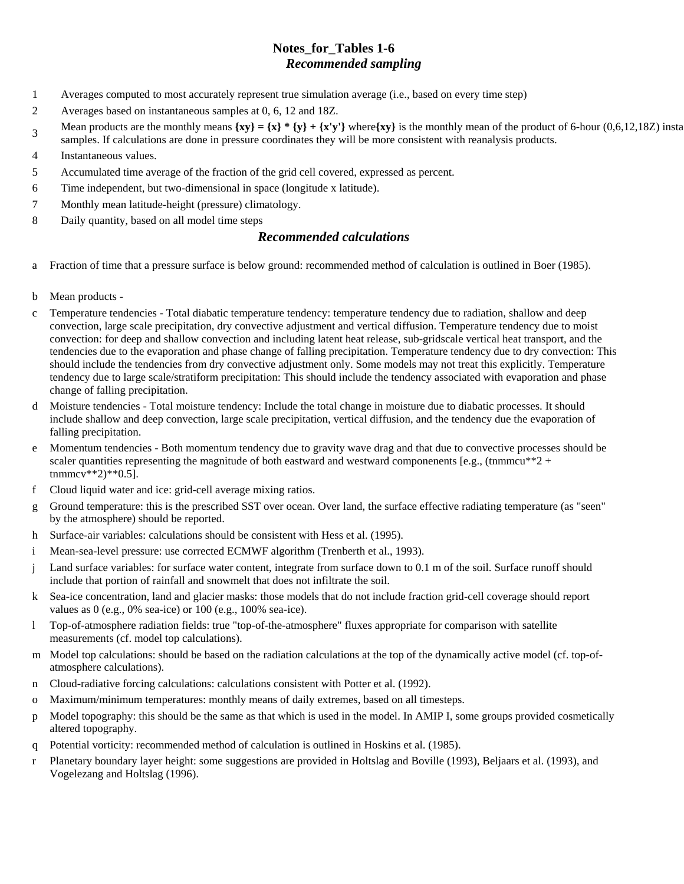# Notes_for_Tables 1-6

## *Recommended sampling*

1 Averages computed to most accurately represent true simulation average (i.e., based on every time step)

2 Averages based on instantaneous samples at 0, 6, 12 and 18Z.

3 Mean products are the monthly means **{xy} = {x} * {y} + {x'y'}** where **{xy}** is the monthly mean of the product of 6-hour (0,6,12,18Z) insta samples. If calculations are done in pressure coordinates they will be more consistent with reanalysis products.

4 Instantaneous values.

5 Accumulated time average of the fraction of the grid cell covered, expressed as percent.

6 Time independent, but two-dimensional in space (longitude x latitude).

7 Monthly mean latitude-height (pressure) climatology.

8 Daily quantity, based on all model time steps

## *Recommended calculations*

a Fraction of time that a pressure surface is below ground: recommended method of calculation is outlined in Boer (1985).

b Mean products -

c Temperature tendencies - Total diabatic temperature tendency: temperature tendency due to radiation, shallow and deep convection, large scale precipitation, dry convective adjustment and vertical diffusion. Temperature tendency due to moist convection: for deep and shallow convection and including latent heat release, sub-gridscale vertical heat transport, and the tendencies due to the evaporation and phase change of falling precipitation. Temperature tendency due to dry convection: This should include the tendencies from dry convective adjustment only. Some models may not treat this explicitly. Temperature tendency due to large scale/stratiform precipitation: This should include the tendency associated with evaporation and phase change of falling precipitation.

d Moisture tendencies - Total moisture tendency: Include the total change in moisture due to diabatic processes. It should include shallow and deep convection, large scale precipitation, vertical diffusion, and the tendency due the evaporation of falling precipitation.

e Momentum tendencies - Both momentum tendency due to gravity wave drag and that due to convective processes should be scaler quantities representing the magnitude of both eastward and westward componenents [e.g., (tnmmcu**2 + tnmmcv**2)**0.5].

f Cloud liquid water and ice: grid-cell average mixing ratios.

g Ground temperature: this is the prescribed SST over ocean. Over land, the surface effective radiating temperature (as "seen" by the atmosphere) should be reported.

h Surface-air variables: calculations should be consistent with Hess et al. (1995).

i Mean-sea-level pressure: use corrected ECMWF algorithm (Trenberth et al., 1993).

j Land surface variables: for surface water content, integrate from surface down to 0.1 m of the soil. Surface runoff should include that portion of rainfall and snowmelt that does not infiltrate the soil.

k Sea-ice concentration, land and glacier masks: those models that do not include fraction grid-cell coverage should report values as 0 (e.g., 0% sea-ice) or 100 (e.g., 100% sea-ice).

l Top-of-atmosphere radiation fields: true "top-of-the-atmosphere" fluxes appropriate for comparison with satellite measurements (cf. model top calculations).

m Model top calculations: should be based on the radiation calculations at the top of the dynamically active model (cf. top-of-atmosphere calculations).

n Cloud-radiative forcing calculations: calculations consistent with Potter et al. (1992).

o Maximum/minimum temperatures: monthly means of daily extremes, based on all timesteps.

p Model topography: this should be the same as that which is used in the model. In AMIP I, some groups provided cosmetically altered topography.

q Potential vorticity: recommended method of calculation is outlined in Hoskins et al. (1985).

r Planetary boundary layer height: some suggestions are provided in Holtslag and Boville (1993), Beljaars et al. (1993), and Vogelezang and Holtslag (1996).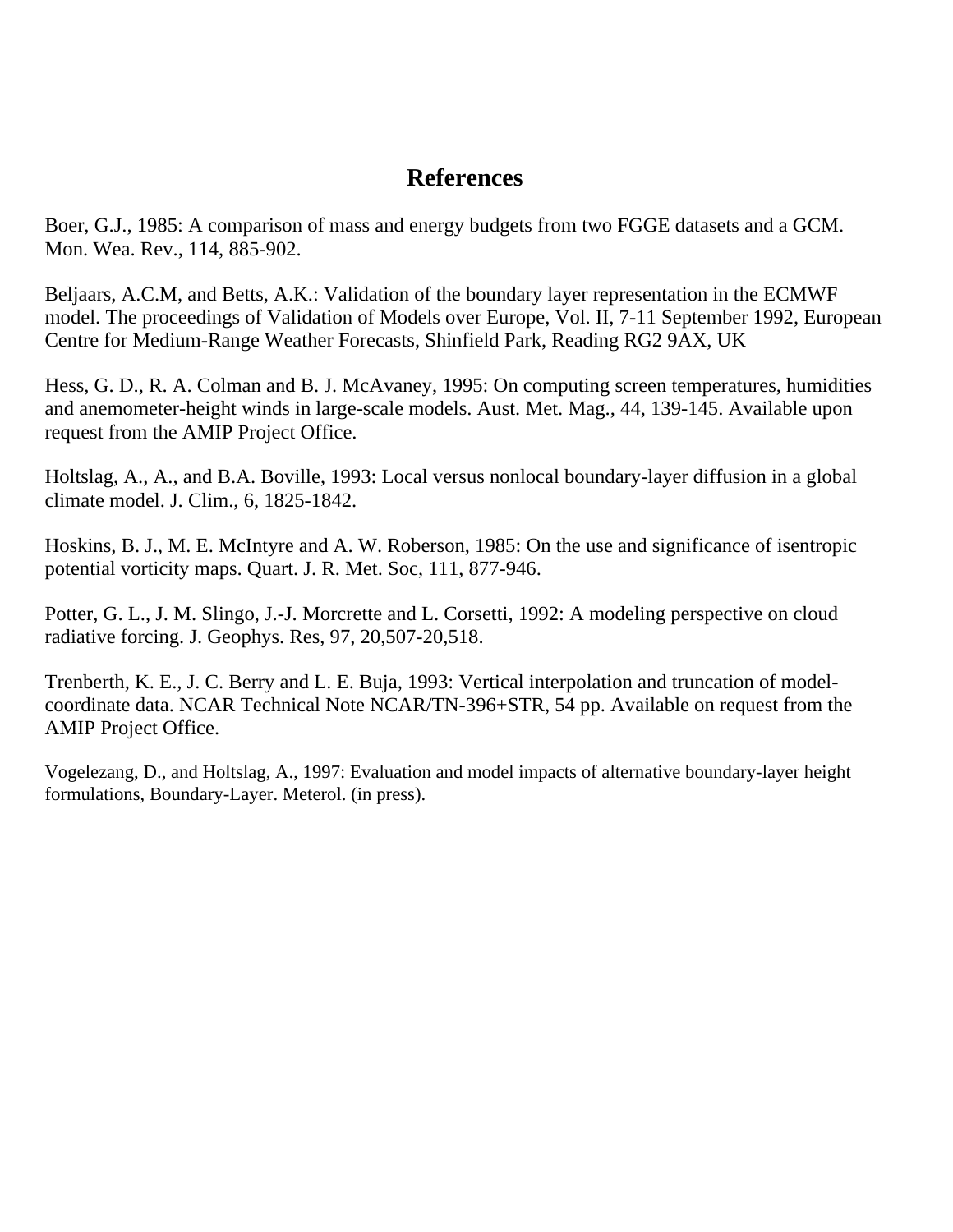# References

Boer, G.J., 1985: A comparison of mass and energy budgets from two FGGE datasets and a GCM. Mon. Wea. Rev., 114, 885-902.

Beljaars, A.C.M, and Betts, A.K.: Validation of the boundary layer representation in the ECMWF model. The proceedings of Validation of Models over Europe, Vol. II, 7-11 September 1992, European Centre for Medium-Range Weather Forecasts, Shinfield Park, Reading RG2 9AX, UK

Hess, G. D., R. A. Colman and B. J. McAvaney, 1995: On computing screen temperatures, humidities and anemometer-height winds in large-scale models. Aust. Met. Mag., 44, 139-145. Available upon request from the AMIP Project Office.

Holtslag, A., A., and B.A. Boville, 1993: Local versus nonlocal boundary-layer diffusion in a global climate model. J. Clim., 6, 1825-1842.

Hoskins, B. J., M. E. McIntyre and A. W. Roberson, 1985: On the use and significance of isentropic potential vorticity maps. Quart. J. R. Met. Soc, 111, 877-946.

Potter, G. L., J. M. Slingo, J.-J. Morcrette and L. Corsetti, 1992: A modeling perspective on cloud radiative forcing. J. Geophys. Res, 97, 20,507-20,518.

Trenberth, K. E., J. C. Berry and L. E. Buja, 1993: Vertical interpolation and truncation of model-coordinate data. NCAR Technical Note NCAR/TN-396+STR, 54 pp. Available on request from the AMIP Project Office.

Vogelezang, D., and Holtslag, A., 1997: Evaluation and model impacts of alternative boundary-layer height formulations, Boundary-Layer. Meterol. (in press).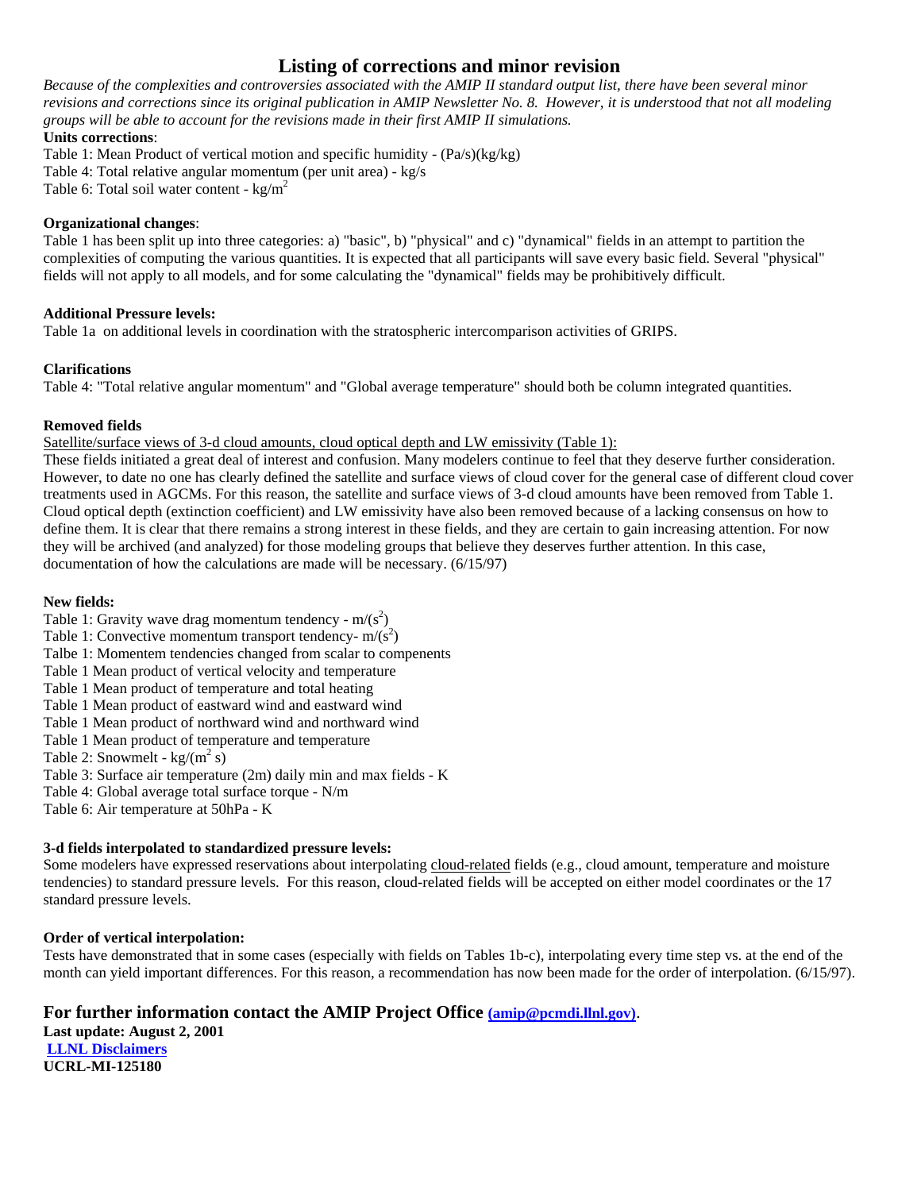# Listing of corrections and minor revision

*Because of the complexities and controversies associated with the AMIP II standard output list, there have been several minor revisions and corrections since its original publication in AMIP Newsletter No. 8. However, it is understood that not all modeling groups will be able to account for the revisions made in their first AMIP II simulations.*

**Units corrections**:

Table 1: Mean Product of vertical motion and specific humidity - (Pa/s)(kg/kg)
Table 4: Total relative angular momentum (per unit area) - kg/s
Table 6: Total soil water content - $kg/m^2$

**Organizational changes**:

Table 1 has been split up into three categories: a) "basic", b) "physical" and c) "dynamical" fields in an attempt to partition the complexities of computing the various quantities. It is expected that all participants will save every basic field. Several "physical" fields will not apply to all models, and for some calculating the "dynamical" fields may be prohibitively difficult.

**Additional Pressure levels:**

Table 1a on additional levels in coordination with the stratospheric intercomparison activities of GRIPS.

**Clarifications**

Table 4: "Total relative angular momentum" and "Global average temperature" should both be column integrated quantities.

**Removed fields**

Satellite/surface views of 3-d cloud amounts, cloud optical depth and LW emissivity (Table 1):

These fields initiated a great deal of interest and confusion. Many modelers continue to feel that they deserve further consideration. However, to date no one has clearly defined the satellite and surface views of cloud cover for the general case of different cloud cover treatments used in AGCMs. For this reason, the satellite and surface views of 3-d cloud amounts have been removed from Table 1. Cloud optical depth (extinction coefficient) and LW emissivity have also been removed because of a lacking consensus on how to define them. It is clear that there remains a strong interest in these fields, and they are certain to gain increasing attention. For now they will be archived (and analyzed) for those modeling groups that believe they deserves further attention. In this case, documentation of how the calculations are made will be necessary. (6/15/97)

**New fields:**

Table 1: Gravity wave drag momentum tendency - $m/(s^2)$
Table 1: Convective momentum transport tendency- $m/(s^2)$
Talbe 1: Momentem tendencies changed from scalar to compenents
Table 1 Mean product of vertical velocity and temperature
Table 1 Mean product of temperature and total heating
Table 1 Mean product of eastward wind and eastward wind
Table 1 Mean product of northward wind and northward wind
Table 1 Mean product of temperature and temperature
Table 2: Snowmelt - $kg/(m^2 s)$
Table 3: Surface air temperature (2m) daily min and max fields - K
Table 4: Global average total surface torque - N/m
Table 6: Air temperature at 50hPa - K

**3-d fields interpolated to standardized pressure levels:**

Some modelers have expressed reservations about interpolating cloud-related fields (e.g., cloud amount, temperature and moisture tendencies) to standard pressure levels. For this reason, cloud-related fields will be accepted on either model coordinates or the 17 standard pressure levels.

**Order of vertical interpolation:**

Tests have demonstrated that in some cases (especially with fields on Tables 1b-c), interpolating every time step vs. at the end of the month can yield important differences. For this reason, a recommendation has now been made for the order of interpolation. (6/15/97).

## For further information contact the AMIP Project Office (amip@pcmdi.llnl.gov).

**Last update: August 2, 2001**
**LLNL Disclaimers**
**UCRL-MI-125180**